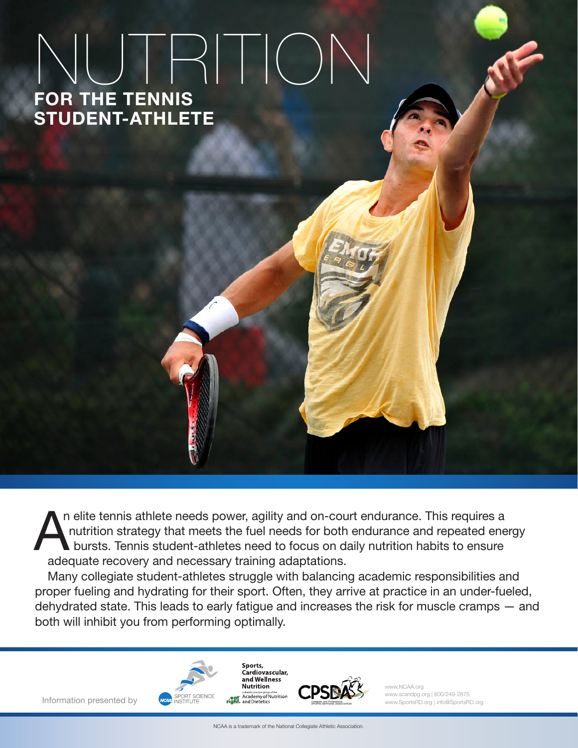# NUTRITION

## FOR THE TENNIS STUDENT-ATHLETE

An elite tennis athlete needs power, agility and on-court endurance. This requires a nutrition strategy that meets the fuel needs for both endurance and repeated energy bursts. Tennis student-athletes need to focus on daily nutrition habits to ensure adequate recovery and necessary training adaptations.

Many collegiate student-athletes struggle with balancing academic responsibilities and proper fueling and hydrating for their sport. Often, they arrive at practice in an under-fueled, dehydrated state. This leads to early fatigue and increases the risk for muscle cramps — and both will inhibit you from performing optimally.

Information presented by

NCAA SPORT SCIENCE INSTITUTE

Sports, Cardiovascular, and Wellness Nutrition — a dietetic practice group of the eat right. Academy of Nutrition and Dietetics

CPSDA — Collegiate and Professional Sports Dietitians Association

www.NCAA.org
www.scandpg.org | 800/249-2875
www.SportsRD.org | info@SportsRD.org

NCAA is a trademark of the National Collegiate Athletic Association.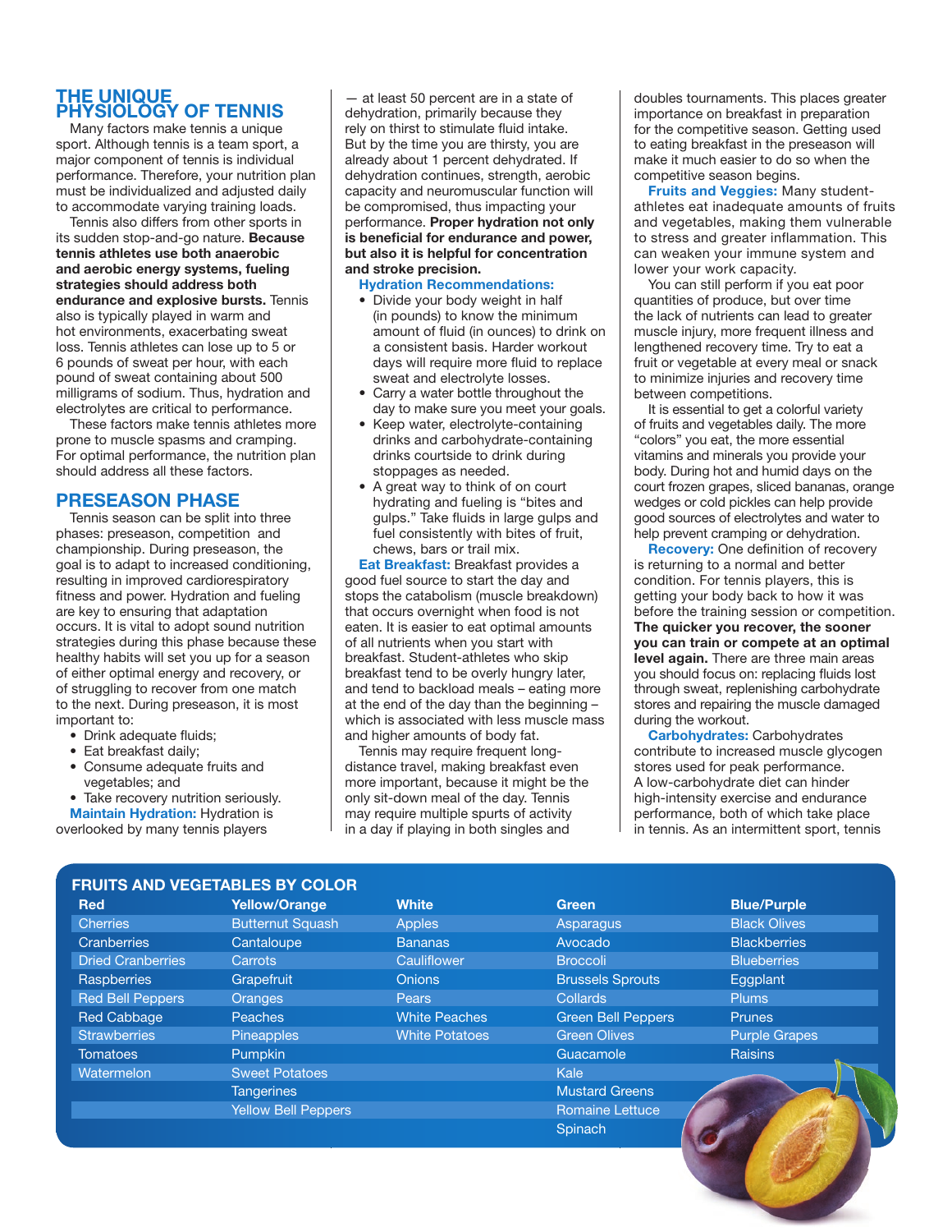## THE UNIQUE PHYSIOLOGY OF TENNIS

Many factors make tennis a unique sport. Although tennis is a team sport, a major component of tennis is individual performance. Therefore, your nutrition plan must be individualized and adjusted daily to accommodate varying training loads.

Tennis also differs from other sports in its sudden stop-and-go nature. **Because tennis athletes use both anaerobic and aerobic energy systems, fueling strategies should address both endurance and explosive bursts.** Tennis also is typically played in warm and hot environments, exacerbating sweat loss. Tennis athletes can lose up to 5 or 6 pounds of sweat per hour, with each pound of sweat containing about 500 milligrams of sodium. Thus, hydration and electrolytes are critical to performance.

These factors make tennis athletes more prone to muscle spasms and cramping. For optimal performance, the nutrition plan should address all these factors.

## PRESEASON PHASE

Tennis season can be split into three phases: preseason, competition and championship. During preseason, the goal is to adapt to increased conditioning, resulting in improved cardiorespiratory fitness and power. Hydration and fueling are key to ensuring that adaptation occurs. It is vital to adopt sound nutrition strategies during this phase because these healthy habits will set you up for a season of either optimal energy and recovery, or of struggling to recover from one match to the next. During preseason, it is most important to:

- Drink adequate fluids;
- Eat breakfast daily;
- Consume adequate fruits and vegetables; and
- Take recovery nutrition seriously.

**Maintain Hydration:** Hydration is overlooked by many tennis players — at least 50 percent are in a state of dehydration, primarily because they rely on thirst to stimulate fluid intake. But by the time you are thirsty, you are already about 1 percent dehydrated. If dehydration continues, strength, aerobic capacity and neuromuscular function will be compromised, thus impacting your performance. **Proper hydration not only is beneficial for endurance and power, but also it is helpful for concentration and stroke precision.**

**Hydration Recommendations:**

- Divide your body weight in half (in pounds) to know the minimum amount of fluid (in ounces) to drink on a consistent basis. Harder workout days will require more fluid to replace sweat and electrolyte losses.
- Carry a water bottle throughout the day to make sure you meet your goals.
- Keep water, electrolyte-containing drinks and carbohydrate-containing drinks courtside to drink during stoppages as needed.
- A great way to think of on court hydrating and fueling is "bites and gulps." Take fluids in large gulps and fuel consistently with bites of fruit, chews, bars or trail mix.

**Eat Breakfast:** Breakfast provides a good fuel source to start the day and stops the catabolism (muscle breakdown) that occurs overnight when food is not eaten. It is easier to eat optimal amounts of all nutrients when you start with breakfast. Student-athletes who skip breakfast tend to be overly hungry later, and tend to backload meals – eating more at the end of the day than the beginning – which is associated with less muscle mass and higher amounts of body fat.

Tennis may require frequent long-distance travel, making breakfast even more important, because it might be the only sit-down meal of the day. Tennis may require multiple spurts of activity in a day if playing in both singles and doubles tournaments. This places greater importance on breakfast in preparation for the competitive season. Getting used to eating breakfast in the preseason will make it much easier to do so when the competitive season begins.

**Fruits and Veggies:** Many student-athletes eat inadequate amounts of fruits and vegetables, making them vulnerable to stress and greater inflammation. This can weaken your immune system and lower your work capacity.

You can still perform if you eat poor quantities of produce, but over time the lack of nutrients can lead to greater muscle injury, more frequent illness and lengthened recovery time. Try to eat a fruit or vegetable at every meal or snack to minimize injuries and recovery time between competitions.

It is essential to get a colorful variety of fruits and vegetables daily. The more "colors" you eat, the more essential vitamins and minerals you provide your body. During hot and humid days on the court frozen grapes, sliced bananas, orange wedges or cold pickles can help provide good sources of electrolytes and water to help prevent cramping or dehydration.

**Recovery:** One definition of recovery is returning to a normal and better condition. For tennis players, this is getting your body back to how it was before the training session or competition. **The quicker you recover, the sooner you can train or compete at an optimal level again.** There are three main areas you should focus on: replacing fluids lost through sweat, replenishing carbohydrate stores and repairing the muscle damaged during the workout.

**Carbohydrates:** Carbohydrates contribute to increased muscle glycogen stores used for peak performance. A low-carbohydrate diet can hinder high-intensity exercise and endurance performance, both of which take place in tennis. As an intermittent sport, tennis

### FRUITS AND VEGETABLES BY COLOR

| Red | Yellow/Orange | White | Green | Blue/Purple |
|---|---|---|---|---|
| Cherries | Butternut Squash | Apples | Asparagus | Black Olives |
| Cranberries | Cantaloupe | Bananas | Avocado | Blackberries |
| Dried Cranberries | Carrots | Cauliflower | Broccoli | Blueberries |
| Raspberries | Grapefruit | Onions | Brussels Sprouts | Eggplant |
| Red Bell Peppers | Oranges | Pears | Collards | Plums |
| Red Cabbage | Peaches | White Peaches | Green Bell Peppers | Prunes |
| Strawberries | Pineapples | White Potatoes | Green Olives | Purple Grapes |
| Tomatoes | Pumpkin | | Guacamole | Raisins |
| Watermelon | Sweet Potatoes | | Kale | |
| | Tangerines | | Mustard Greens | |
| | Yellow Bell Peppers | | Romaine Lettuce | |
| | | | Spinach | |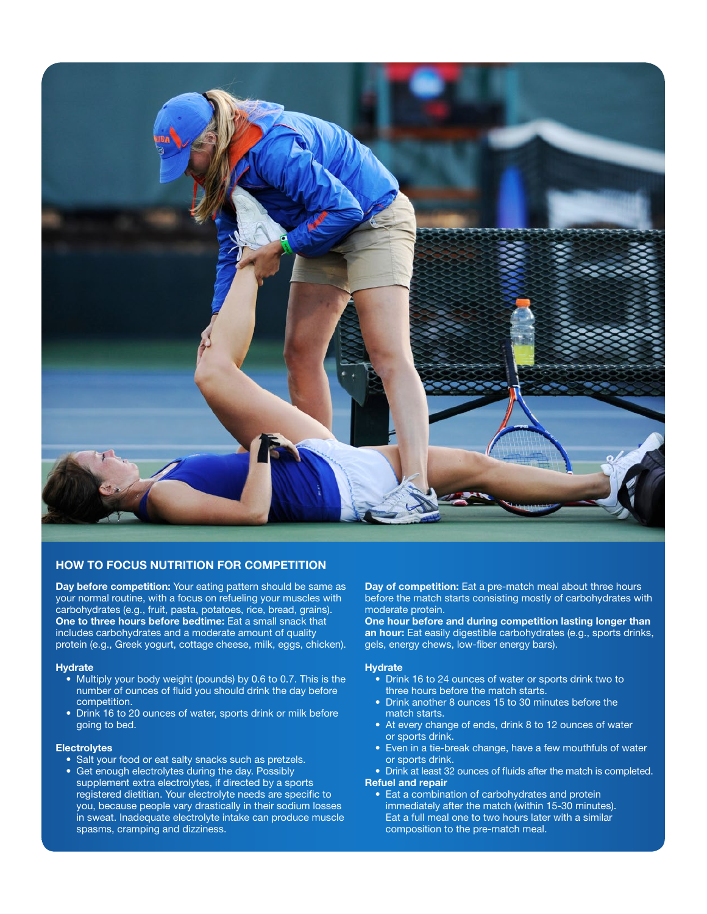## HOW TO FOCUS NUTRITION FOR COMPETITION

**Day before competition:** Your eating pattern should be same as your normal routine, with a focus on refueling your muscles with carbohydrates (e.g., fruit, pasta, potatoes, rice, bread, grains).
**One to three hours before bedtime:** Eat a small snack that includes carbohydrates and a moderate amount of quality protein (e.g., Greek yogurt, cottage cheese, milk, eggs, chicken).

### Hydrate

- Multiply your body weight (pounds) by 0.6 to 0.7. This is the number of ounces of fluid you should drink the day before competition.
- Drink 16 to 20 ounces of water, sports drink or milk before going to bed.

### Electrolytes

- Salt your food or eat salty snacks such as pretzels.
- Get enough electrolytes during the day. Possibly supplement extra electrolytes, if directed by a sports registered dietitian. Your electrolyte needs are specific to you, because people vary drastically in their sodium losses in sweat. Inadequate electrolyte intake can produce muscle spasms, cramping and dizziness.

**Day of competition:** Eat a pre-match meal about three hours before the match starts consisting mostly of carbohydrates with moderate protein.
**One hour before and during competition lasting longer than an hour:** Eat easily digestible carbohydrates (e.g., sports drinks, gels, energy chews, low-fiber energy bars).

### Hydrate

- Drink 16 to 24 ounces of water or sports drink two to three hours before the match starts.
- Drink another 8 ounces 15 to 30 minutes before the match starts.
- At every change of ends, drink 8 to 12 ounces of water or sports drink.
- Even in a tie-break change, have a few mouthfuls of water or sports drink.
- Drink at least 32 ounces of fluids after the match is completed.

### Refuel and repair

- Eat a combination of carbohydrates and protein immediately after the match (within 15-30 minutes). Eat a full meal one to two hours later with a similar composition to the pre-match meal.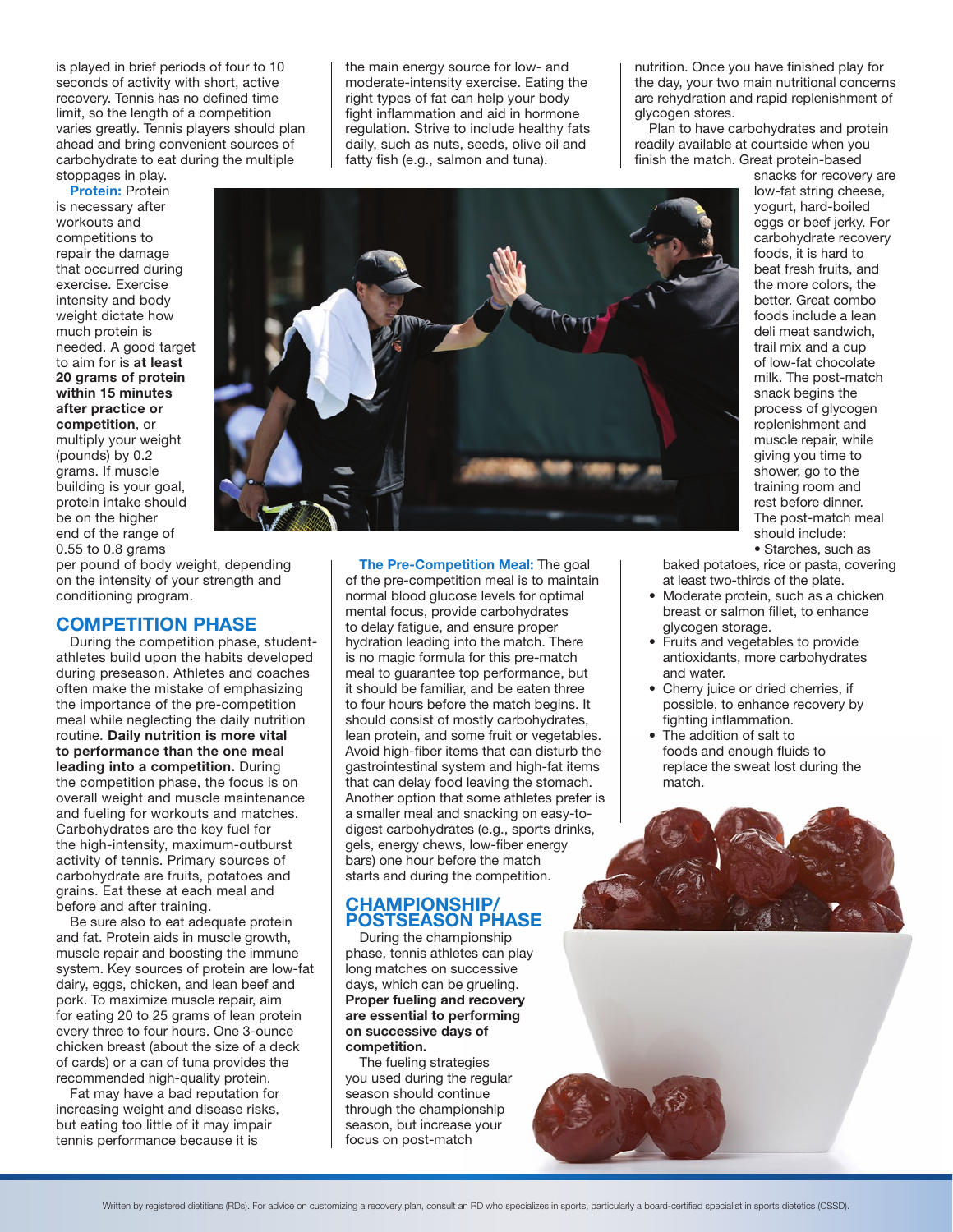is played in brief periods of four to 10 seconds of activity with short, active recovery. Tennis has no defined time limit, so the length of a competition varies greatly. Tennis players should plan ahead and bring convenient sources of carbohydrate to eat during the multiple stoppages in play.

**Protein:** Protein is necessary after workouts and competitions to repair the damage that occurred during exercise. Exercise intensity and body weight dictate how much protein is needed. A good target to aim for is **at least 20 grams of protein within 15 minutes after practice or competition**, or multiply your weight (pounds) by 0.2 grams. If muscle building is your goal, protein intake should be on the higher end of the range of 0.55 to 0.8 grams per pound of body weight, depending on the intensity of your strength and conditioning program.

## COMPETITION PHASE

During the competition phase, student-athletes build upon the habits developed during preseason. Athletes and coaches often make the mistake of emphasizing the importance of the pre-competition meal while neglecting the daily nutrition routine. **Daily nutrition is more vital to performance than the one meal leading into a competition.** During the competition phase, the focus is on overall weight and muscle maintenance and fueling for workouts and matches. Carbohydrates are the key fuel for the high-intensity, maximum-outburst activity of tennis. Primary sources of carbohydrate are fruits, potatoes and grains. Eat these at each meal and before and after training.

Be sure also to eat adequate protein and fat. Protein aids in muscle growth, muscle repair and boosting the immune system. Key sources of protein are low-fat dairy, eggs, chicken, and lean beef and pork. To maximize muscle repair, aim for eating 20 to 25 grams of lean protein every three to four hours. One 3-ounce chicken breast (about the size of a deck of cards) or a can of tuna provides the recommended high-quality protein.

Fat may have a bad reputation for increasing weight and disease risks, but eating too little of it may impair tennis performance because it is the main energy source for low- and moderate-intensity exercise. Eating the right types of fat can help your body fight inflammation and aid in hormone regulation. Strive to include healthy fats daily, such as nuts, seeds, olive oil and fatty fish (e.g., salmon and tuna).

**The Pre-Competition Meal:** The goal of the pre-competition meal is to maintain normal blood glucose levels for optimal mental focus, provide carbohydrates to delay fatigue, and ensure proper hydration leading into the match. There is no magic formula for this pre-match meal to guarantee top performance, but it should be familiar, and be eaten three to four hours before the match begins. It should consist of mostly carbohydrates, lean protein, and some fruit or vegetables. Avoid high-fiber items that can disturb the gastrointestinal system and high-fat items that can delay food leaving the stomach. Another option that some athletes prefer is a smaller meal and snacking on easy-to-digest carbohydrates (e.g., sports drinks, gels, energy chews, low-fiber energy bars) one hour before the match starts and during the competition.

## CHAMPIONSHIP/ POSTSEASON PHASE

During the championship phase, tennis athletes can play long matches on successive days, which can be grueling. **Proper fueling and recovery are essential to performing on successive days of competition.**

The fueling strategies you used during the regular season should continue through the championship season, but increase your focus on post-match nutrition. Once you have finished play for the day, your two main nutritional concerns are rehydration and rapid replenishment of glycogen stores.

Plan to have carbohydrates and protein readily available at courtside when you finish the match. Great protein-based snacks for recovery are low-fat string cheese, yogurt, hard-boiled eggs or beef jerky. For carbohydrate recovery foods, it is hard to beat fresh fruits, and the more colors, the better. Great combo foods include a lean deli meat sandwich, trail mix and a cup of low-fat chocolate milk. The post-match snack begins the process of glycogen replenishment and muscle repair, while giving you time to shower, go to the training room and rest before dinner. The post-match meal should include:

- Starches, such as baked potatoes, rice or pasta, covering at least two-thirds of the plate.
- Moderate protein, such as a chicken breast or salmon fillet, to enhance glycogen storage.
- Fruits and vegetables to provide antioxidants, more carbohydrates and water.
- Cherry juice or dried cherries, if possible, to enhance recovery by fighting inflammation.
- The addition of salt to foods and enough fluids to replace the sweat lost during the match.

Written by registered dietitians (RDs). For advice on customizing a recovery plan, consult an RD who specializes in sports, particularly a board-certified specialist in sports dietetics (CSSD).